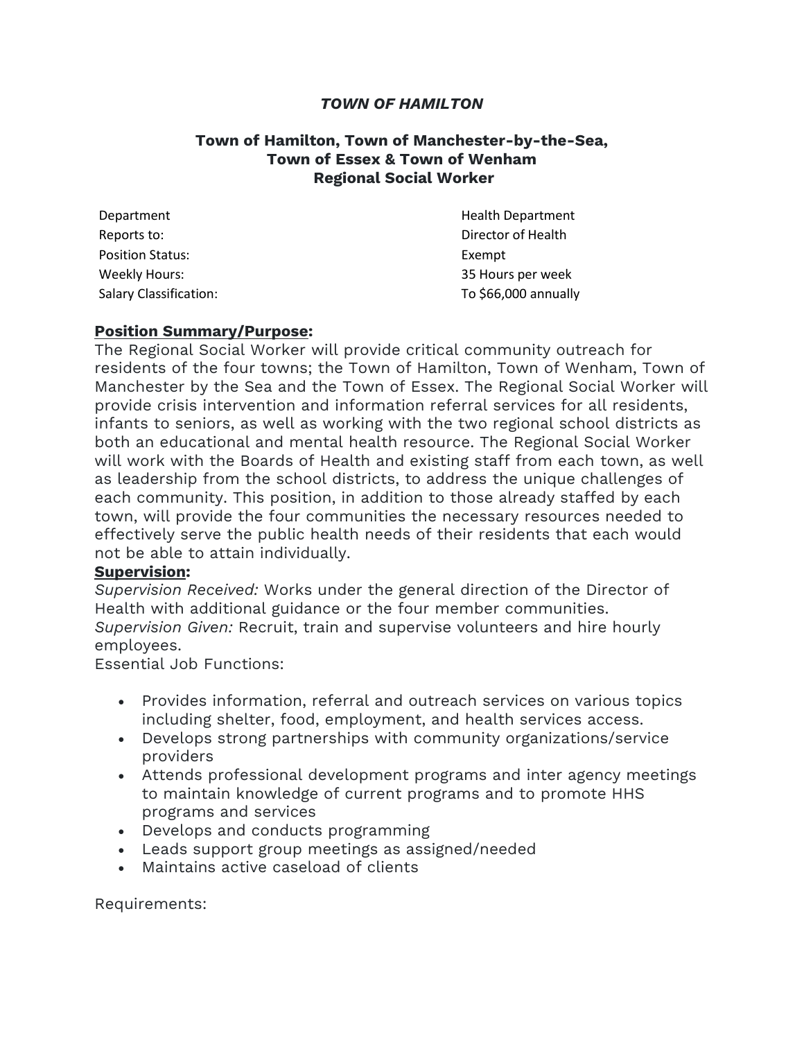***TOWN OF HAMILTON***

## Town of Hamilton, Town of Manchester-by-the-Sea, Town of Essex & Town of Wenham Regional Social Worker

| | |
|---|---|
| Department | Health Department |
| Reports to: | Director of Health |
| Position Status: | Exempt |
| Weekly Hours: | 35 Hours per week |
| Salary Classification: | To $66,000 annually |

**Position Summary/Purpose:**

The Regional Social Worker will provide critical community outreach for residents of the four towns; the Town of Hamilton, Town of Wenham, Town of Manchester by the Sea and the Town of Essex. The Regional Social Worker will provide crisis intervention and information referral services for all residents, infants to seniors, as well as working with the two regional school districts as both an educational and mental health resource. The Regional Social Worker will work with the Boards of Health and existing staff from each town, as well as leadership from the school districts, to address the unique challenges of each community. This position, in addition to those already staffed by each town, will provide the four communities the necessary resources needed to effectively serve the public health needs of their residents that each would not be able to attain individually.

**Supervision:**

*Supervision Received:* Works under the general direction of the Director of Health with additional guidance or the four member communities.

*Supervision Given:* Recruit, train and supervise volunteers and hire hourly employees.

Essential Job Functions:

- Provides information, referral and outreach services on various topics including shelter, food, employment, and health services access.
- Develops strong partnerships with community organizations/service providers
- Attends professional development programs and inter agency meetings to maintain knowledge of current programs and to promote HHS programs and services
- Develops and conducts programming
- Leads support group meetings as assigned/needed
- Maintains active caseload of clients

Requirements: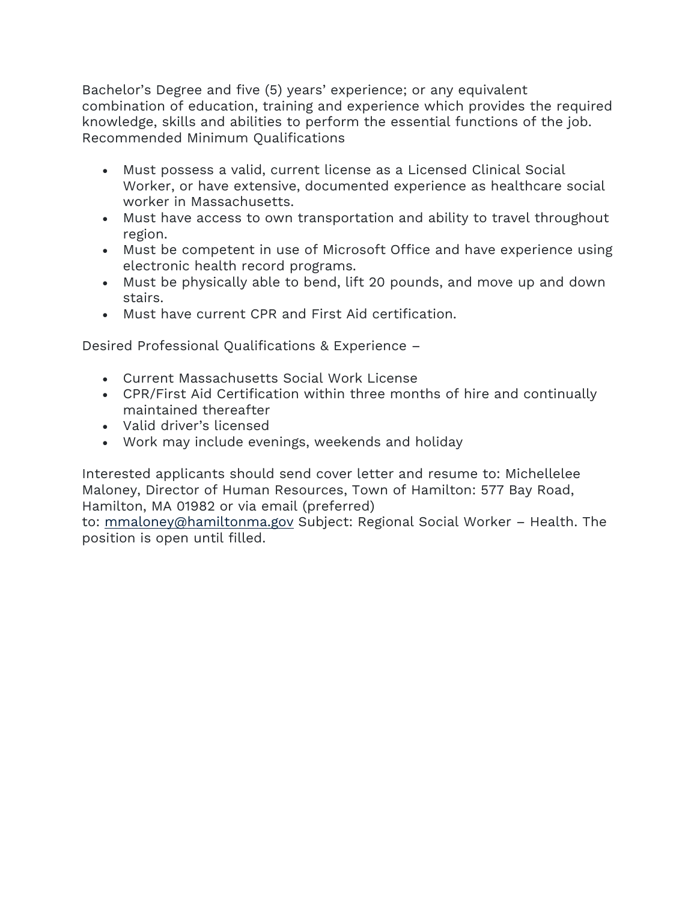Bachelor's Degree and five (5) years' experience; or any equivalent combination of education, training and experience which provides the required knowledge, skills and abilities to perform the essential functions of the job.
Recommended Minimum Qualifications

- Must possess a valid, current license as a Licensed Clinical Social Worker, or have extensive, documented experience as healthcare social worker in Massachusetts.
- Must have access to own transportation and ability to travel throughout region.
- Must be competent in use of Microsoft Office and have experience using electronic health record programs.
- Must be physically able to bend, lift 20 pounds, and move up and down stairs.
- Must have current CPR and First Aid certification.

Desired Professional Qualifications & Experience –

- Current Massachusetts Social Work License
- CPR/First Aid Certification within three months of hire and continually maintained thereafter
- Valid driver's licensed
- Work may include evenings, weekends and holiday

Interested applicants should send cover letter and resume to: Michellelee Maloney, Director of Human Resources, Town of Hamilton: 577 Bay Road, Hamilton, MA 01982 or via email (preferred)
to: [mmaloney@hamiltonma.gov](mailto:mmaloney@hamiltonma.gov) Subject: Regional Social Worker – Health. The position is open until filled.